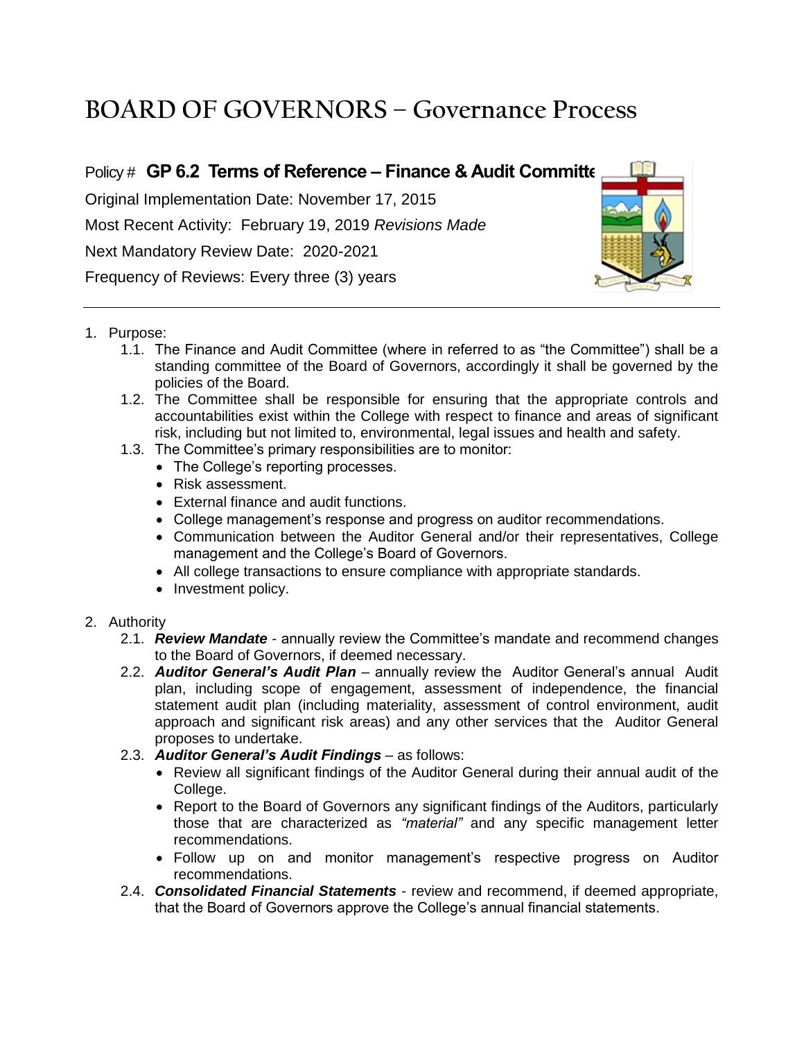# BOARD OF GOVERNORS – Governance Process

Policy # **GP 6.2 Terms of Reference – Finance & Audit Committe**

Original Implementation Date: November 17, 2015

Most Recent Activity: February 19, 2019 *Revisions Made*

Next Mandatory Review Date: 2020-2021

Frequency of Reviews: Every three (3) years

---

1. Purpose:
   1.1. The Finance and Audit Committee (where in referred to as "the Committee") shall be a standing committee of the Board of Governors, accordingly it shall be governed by the policies of the Board.
   1.2. The Committee shall be responsible for ensuring that the appropriate controls and accountabilities exist within the College with respect to finance and areas of significant risk, including but not limited to, environmental, legal issues and health and safety.
   1.3. The Committee's primary responsibilities are to monitor:
      - The College's reporting processes.
      - Risk assessment.
      - External finance and audit functions.
      - College management's response and progress on auditor recommendations.
      - Communication between the Auditor General and/or their representatives, College management and the College's Board of Governors.
      - All college transactions to ensure compliance with appropriate standards.
      - Investment policy.

2. Authority
   2.1. ***Review Mandate*** - annually review the Committee's mandate and recommend changes to the Board of Governors, if deemed necessary.
   2.2. ***Auditor General's Audit Plan*** – annually review the Auditor General's annual Audit plan, including scope of engagement, assessment of independence, the financial statement audit plan (including materiality, assessment of control environment, audit approach and significant risk areas) and any other services that the Auditor General proposes to undertake.
   2.3. ***Auditor General's Audit Findings*** – as follows:
      - Review all significant findings of the Auditor General during their annual audit of the College.
      - Report to the Board of Governors any significant findings of the Auditors, particularly those that are characterized as *"material"* and any specific management letter recommendations.
      - Follow up on and monitor management's respective progress on Auditor recommendations.
   2.4. ***Consolidated Financial Statements*** - review and recommend, if deemed appropriate, that the Board of Governors approve the College's annual financial statements.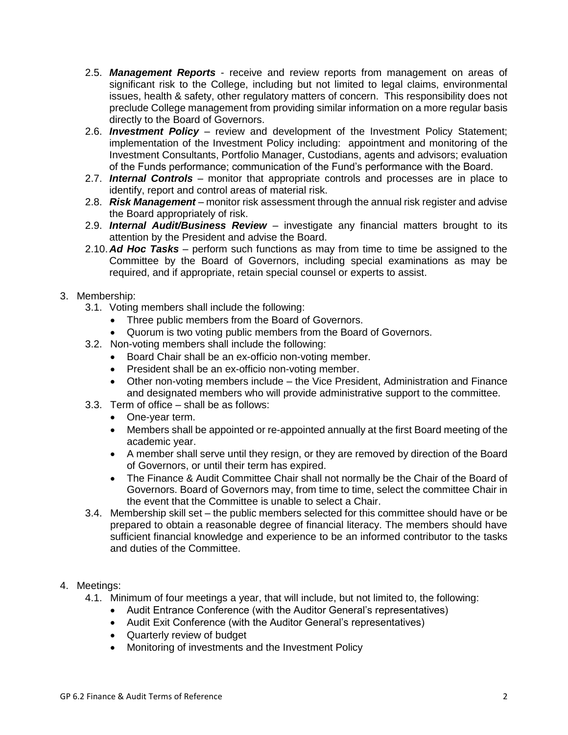2.5. ***Management Reports*** - receive and review reports from management on areas of significant risk to the College, including but not limited to legal claims, environmental issues, health & safety, other regulatory matters of concern. This responsibility does not preclude College management from providing similar information on a more regular basis directly to the Board of Governors.

2.6. ***Investment Policy*** – review and development of the Investment Policy Statement; implementation of the Investment Policy including: appointment and monitoring of the Investment Consultants, Portfolio Manager, Custodians, agents and advisors; evaluation of the Funds performance; communication of the Fund's performance with the Board.

2.7. ***Internal Controls*** – monitor that appropriate controls and processes are in place to identify, report and control areas of material risk.

2.8. ***Risk Management*** – monitor risk assessment through the annual risk register and advise the Board appropriately of risk.

2.9. ***Internal Audit/Business Review*** – investigate any financial matters brought to its attention by the President and advise the Board.

2.10. ***Ad Hoc Tasks*** – perform such functions as may from time to time be assigned to the Committee by the Board of Governors, including special examinations as may be required, and if appropriate, retain special counsel or experts to assist.

3. Membership:
   3.1. Voting members shall include the following:
      - Three public members from the Board of Governors.
      - Quorum is two voting public members from the Board of Governors.

   3.2. Non-voting members shall include the following:
      - Board Chair shall be an ex-officio non-voting member.
      - President shall be an ex-officio non-voting member.
      - Other non-voting members include – the Vice President, Administration and Finance and designated members who will provide administrative support to the committee.

   3.3. Term of office – shall be as follows:
      - One-year term.
      - Members shall be appointed or re-appointed annually at the first Board meeting of the academic year.
      - A member shall serve until they resign, or they are removed by direction of the Board of Governors, or until their term has expired.
      - The Finance & Audit Committee Chair shall not normally be the Chair of the Board of Governors. Board of Governors may, from time to time, select the committee Chair in the event that the Committee is unable to select a Chair.

   3.4. Membership skill set – the public members selected for this committee should have or be prepared to obtain a reasonable degree of financial literacy. The members should have sufficient financial knowledge and experience to be an informed contributor to the tasks and duties of the Committee.

4. Meetings:
   4.1. Minimum of four meetings a year, that will include, but not limited to, the following:
      - Audit Entrance Conference (with the Auditor General's representatives)
      - Audit Exit Conference (with the Auditor General's representatives)
      - Quarterly review of budget
      - Monitoring of investments and the Investment Policy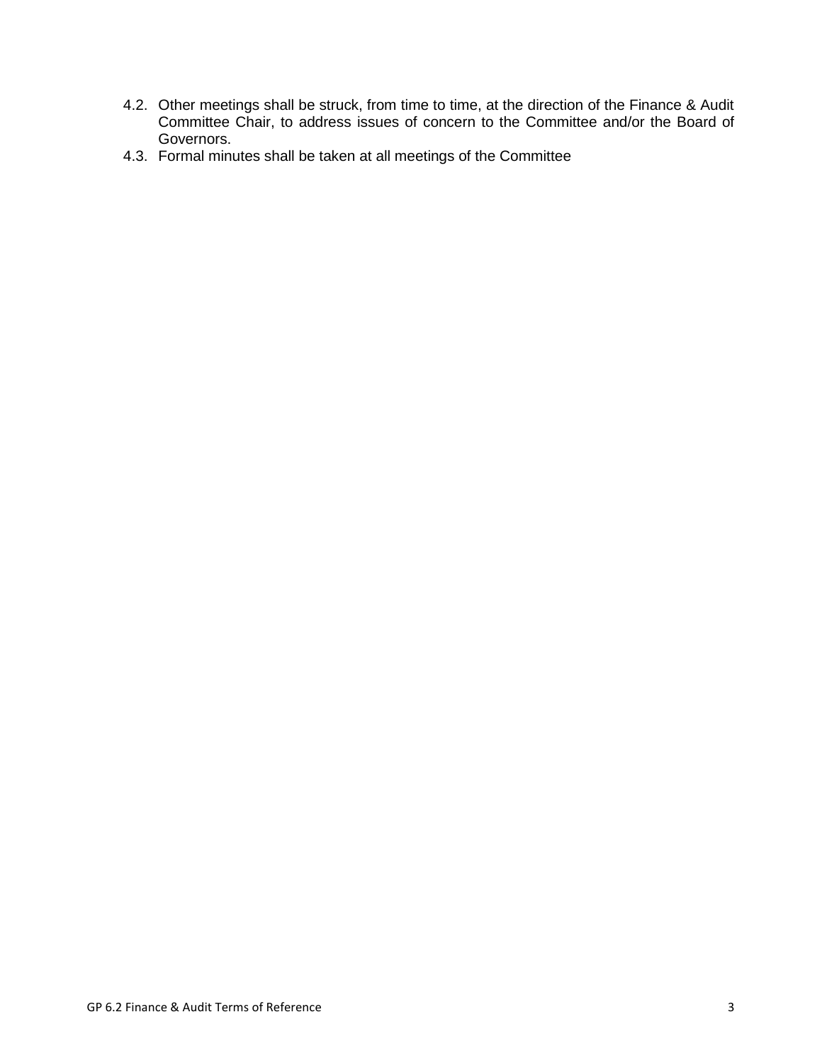4.2. Other meetings shall be struck, from time to time, at the direction of the Finance & Audit Committee Chair, to address issues of concern to the Committee and/or the Board of Governors.

4.3. Formal minutes shall be taken at all meetings of the Committee